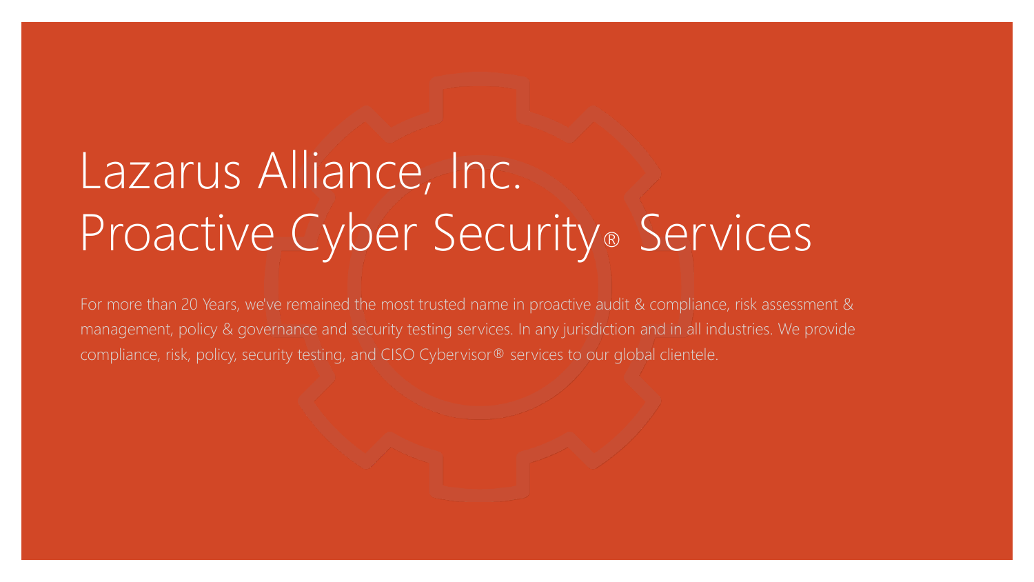# Lazarus Alliance, Inc.
# Proactive Cyber Security® Services

For more than 20 Years, we've remained the most trusted name in proactive audit & compliance, risk assessment & management, policy & governance and security testing services. In any jurisdiction and in all industries. We provide compliance, risk, policy, security testing, and CISO Cybervisor® services to our global clientele.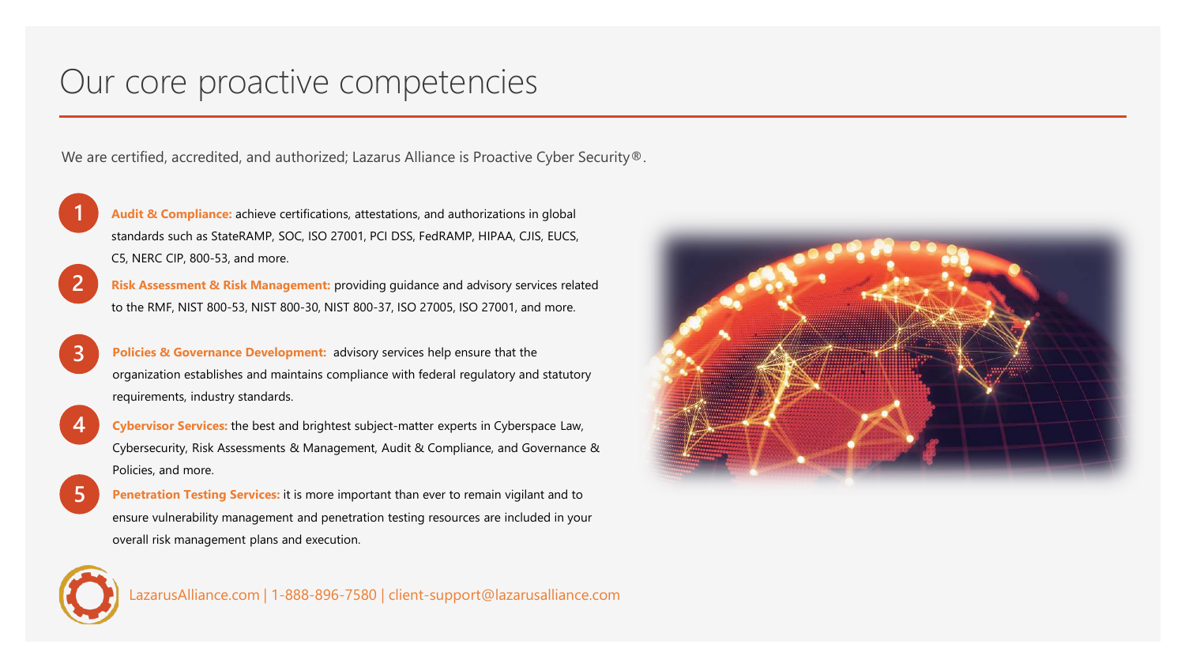# Our core proactive competencies

We are certified, accredited, and authorized; Lazarus Alliance is Proactive Cyber Security®.

1. **Audit & Compliance:** achieve certifications, attestations, and authorizations in global standards such as StateRAMP, SOC, ISO 27001, PCI DSS, FedRAMP, HIPAA, CJIS, EUCS, C5, NERC CIP, 800-53, and more.
2. **Risk Assessment & Risk Management:** providing guidance and advisory services related to the RMF, NIST 800-53, NIST 800-30, NIST 800-37, ISO 27005, ISO 27001, and more.
3. **Policies & Governance Development:** advisory services help ensure that the organization establishes and maintains compliance with federal regulatory and statutory requirements, industry standards.
4. **Cybervisor Services:** the best and brightest subject-matter experts in Cyberspace Law, Cybersecurity, Risk Assessments & Management, Audit & Compliance, and Governance & Policies, and more.
5. **Penetration Testing Services:** it is more important than ever to remain vigilant and to ensure vulnerability management and penetration testing resources are included in your overall risk management plans and execution.

LazarusAlliance.com | 1-888-896-7580 | client-support@lazarusalliance.com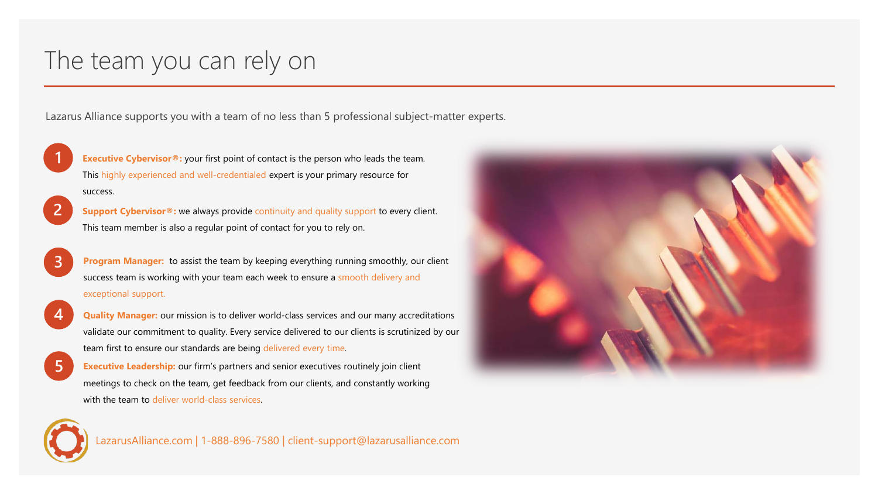# The team you can rely on

Lazarus Alliance supports you with a team of no less than 5 professional subject-matter experts.

1. **Executive Cybervisor®:** your first point of contact is the person who leads the team. This highly experienced and well-credentialed expert is your primary resource for success.
2. **Support Cybervisor®:** we always provide continuity and quality support to every client. This team member is also a regular point of contact for you to rely on.
3. **Program Manager:** to assist the team by keeping everything running smoothly, our client success team is working with your team each week to ensure a smooth delivery and exceptional support.
4. **Quality Manager:** our mission is to deliver world-class services and our many accreditations validate our commitment to quality. Every service delivered to our clients is scrutinized by our team first to ensure our standards are being delivered every time.
5. **Executive Leadership:** our firm's partners and senior executives routinely join client meetings to check on the team, get feedback from our clients, and constantly working with the team to deliver world-class services.

LazarusAlliance.com | 1-888-896-7580 | client-support@lazarusalliance.com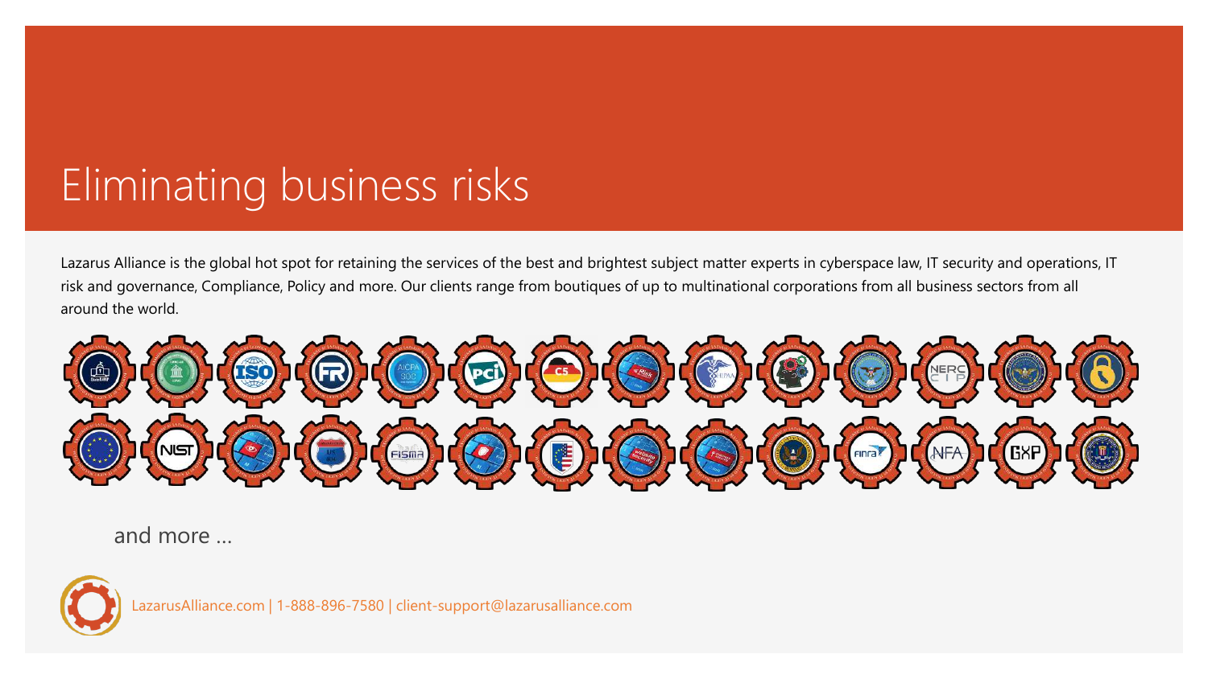# Eliminating business risks

Lazarus Alliance is the global hot spot for retaining the services of the best and brightest subject matter experts in cyberspace law, IT security and operations, IT risk and governance, Compliance, Policy and more. Our clients range from boutiques of up to multinational corporations from all business sectors from all around the world.

and more …

LazarusAlliance.com | 1-888-896-7580 | client-support@lazarusalliance.com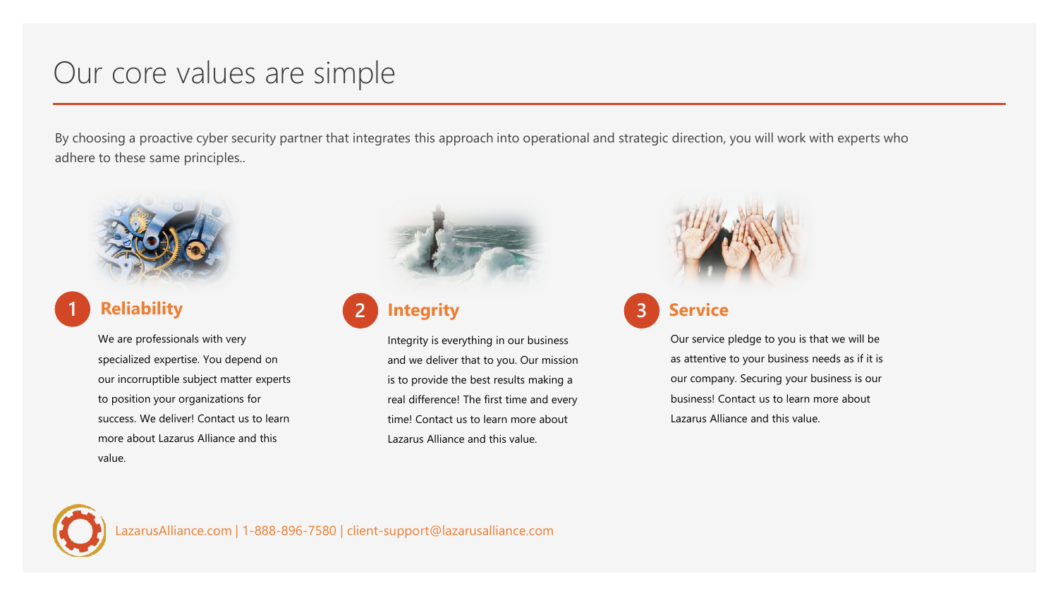# Our core values are simple

By choosing a proactive cyber security partner that integrates this approach into operational and strategic direction, you will work with experts who adhere to these same principles..

## 1 Reliability

We are professionals with very specialized expertise. You depend on our incorruptible subject matter experts to position your organizations for success. We deliver! Contact us to learn more about Lazarus Alliance and this value.

## 2 Integrity

Integrity is everything in our business and we deliver that to you. Our mission is to provide the best results making a real difference! The first time and every time! Contact us to learn more about Lazarus Alliance and this value.

## 3 Service

Our service pledge to you is that we will be as attentive to your business needs as if it is our company. Securing your business is our business! Contact us to learn more about Lazarus Alliance and this value.

LazarusAlliance.com | 1-888-896-7580 | client-support@lazarusalliance.com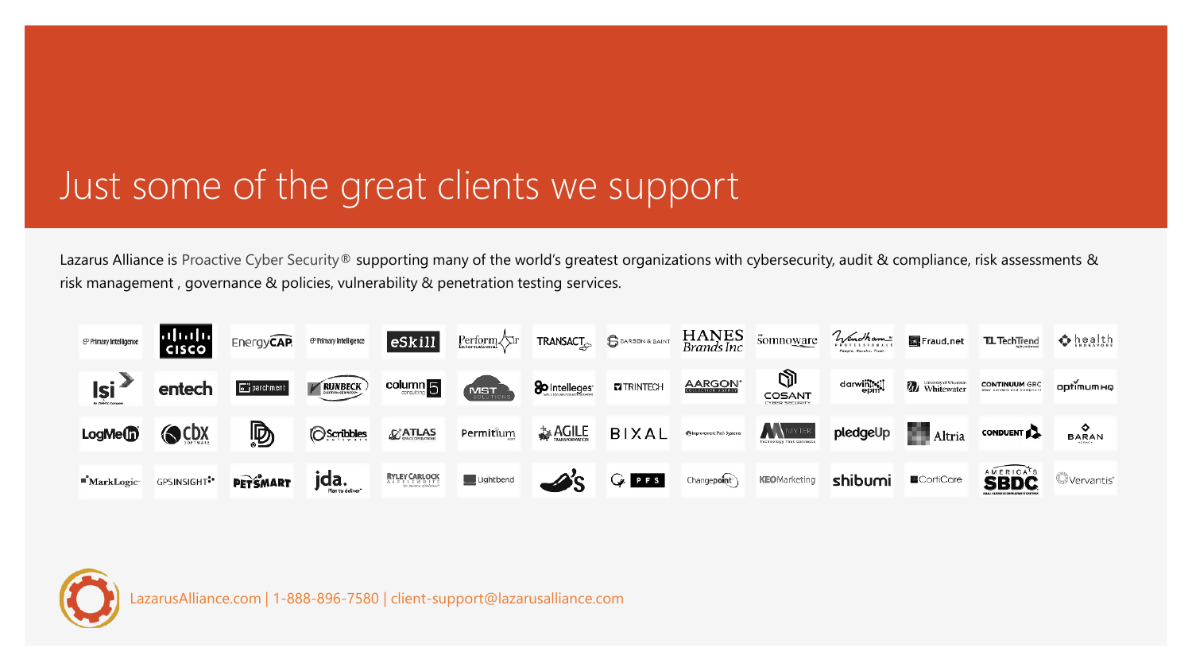# Just some of the great clients we support

Lazarus Alliance is Proactive Cyber Security® supporting many of the world's greatest organizations with cybersecurity, audit & compliance, risk assessments & risk management , governance & policies, vulnerability & penetration testing services.

LazarusAlliance.com | 1-888-896-7580 | client-support@lazarusalliance.com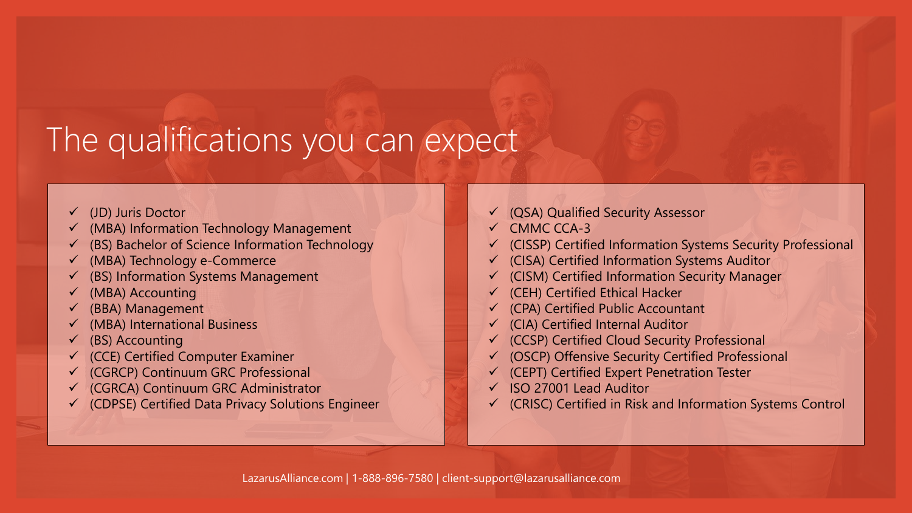# The qualifications you can expect

- ✓ (JD) Juris Doctor
- ✓ (MBA) Information Technology Management
- ✓ (BS) Bachelor of Science Information Technology
- ✓ (MBA) Technology e-Commerce
- ✓ (BS) Information Systems Management
- ✓ (MBA) Accounting
- ✓ (BBA) Management
- ✓ (MBA) International Business
- ✓ (BS) Accounting
- ✓ (CCE) Certified Computer Examiner
- ✓ (CGRCP) Continuum GRC Professional
- ✓ (CGRCA) Continuum GRC Administrator
- ✓ (CDPSE) Certified Data Privacy Solutions Engineer
- ✓ (QSA) Qualified Security Assessor
- ✓ CMMC CCA-3
- ✓ (CISSP) Certified Information Systems Security Professional
- ✓ (CISA) Certified Information Systems Auditor
- ✓ (CISM) Certified Information Security Manager
- ✓ (CEH) Certified Ethical Hacker
- ✓ (CPA) Certified Public Accountant
- ✓ (CIA) Certified Internal Auditor
- ✓ (CCSP) Certified Cloud Security Professional
- ✓ (OSCP) Offensive Security Certified Professional
- ✓ (CEPT) Certified Expert Penetration Tester
- ✓ ISO 27001 Lead Auditor
- ✓ (CRISC) Certified in Risk and Information Systems Control

LazarusAlliance.com | 1-888-896-7580 | client-support@lazarusalliance.com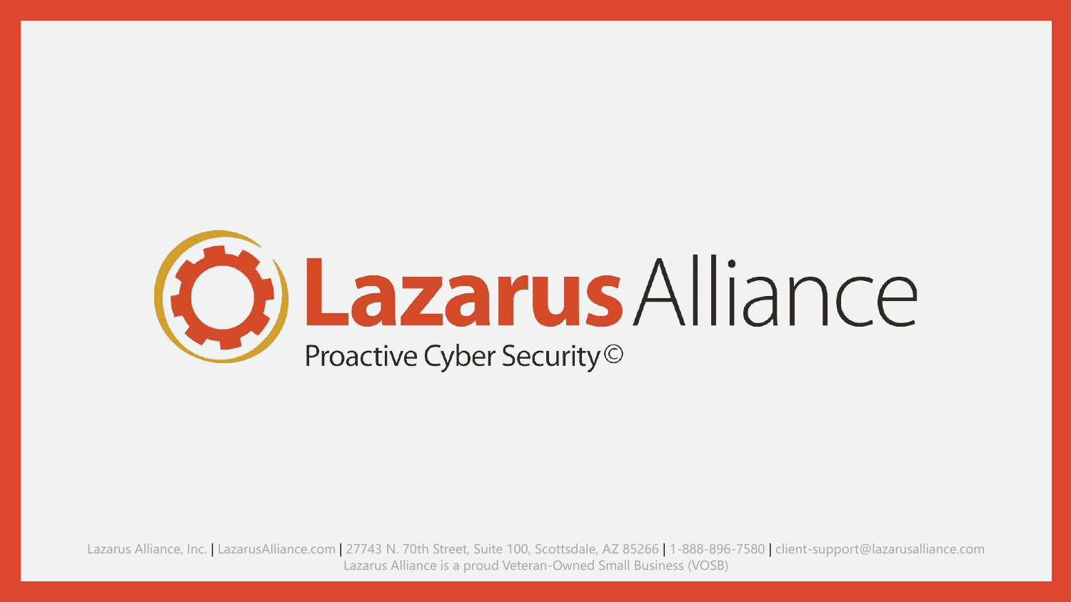# Lazarus Alliance

Proactive Cyber Security©

Lazarus Alliance, Inc. | LazarusAlliance.com | 27743 N. 70th Street, Suite 100, Scottsdale, AZ 85266 | 1-888-896-7580 | client-support@lazarusalliance.com

Lazarus Alliance is a proud Veteran-Owned Small Business (VOSB)